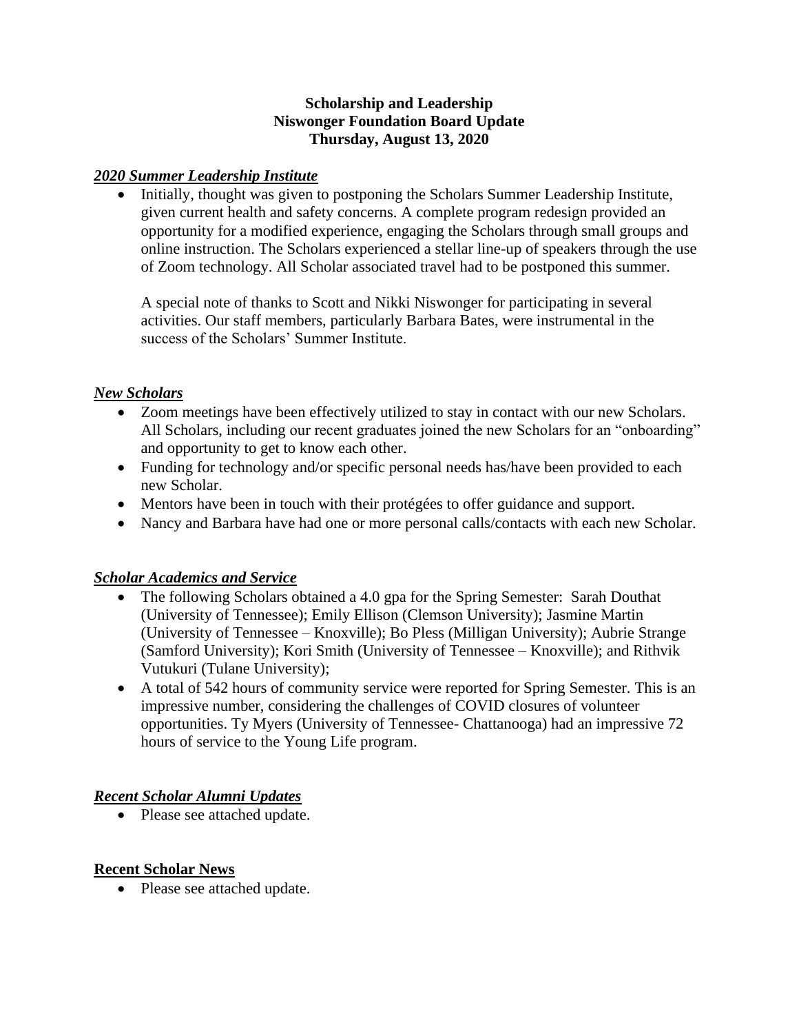**Scholarship and Leadership**
**Niswonger Foundation Board Update**
**Thursday, August 13, 2020**

***2020 Summer Leadership Institute***

- Initially, thought was given to postponing the Scholars Summer Leadership Institute, given current health and safety concerns. A complete program redesign provided an opportunity for a modified experience, engaging the Scholars through small groups and online instruction. The Scholars experienced a stellar line-up of speakers through the use of Zoom technology. All Scholar associated travel had to be postponed this summer.

  A special note of thanks to Scott and Nikki Niswonger for participating in several activities. Our staff members, particularly Barbara Bates, were instrumental in the success of the Scholars' Summer Institute.

***New Scholars***

- Zoom meetings have been effectively utilized to stay in contact with our new Scholars. All Scholars, including our recent graduates joined the new Scholars for an "onboarding" and opportunity to get to know each other.
- Funding for technology and/or specific personal needs has/have been provided to each new Scholar.
- Mentors have been in touch with their protégées to offer guidance and support.
- Nancy and Barbara have had one or more personal calls/contacts with each new Scholar.

***Scholar Academics and Service***

- The following Scholars obtained a 4.0 gpa for the Spring Semester: Sarah Douthat (University of Tennessee); Emily Ellison (Clemson University); Jasmine Martin (University of Tennessee – Knoxville); Bo Pless (Milligan University); Aubrie Strange (Samford University); Kori Smith (University of Tennessee – Knoxville); and Rithvik Vutukuri (Tulane University);
- A total of 542 hours of community service were reported for Spring Semester. This is an impressive number, considering the challenges of COVID closures of volunteer opportunities. Ty Myers (University of Tennessee- Chattanooga) had an impressive 72 hours of service to the Young Life program.

***Recent Scholar Alumni Updates***

- Please see attached update.

**Recent Scholar News**

- Please see attached update.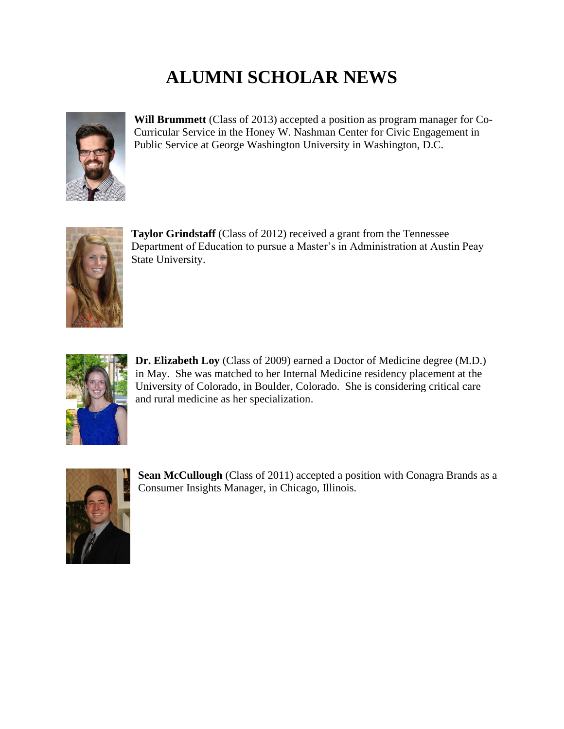# ALUMNI SCHOLAR NEWS

**Will Brummett** (Class of 2013) accepted a position as program manager for Co-Curricular Service in the Honey W. Nashman Center for Civic Engagement in Public Service at George Washington University in Washington, D.C.

**Taylor Grindstaff** (Class of 2012) received a grant from the Tennessee Department of Education to pursue a Master's in Administration at Austin Peay State University.

**Dr. Elizabeth Loy** (Class of 2009) earned a Doctor of Medicine degree (M.D.) in May. She was matched to her Internal Medicine residency placement at the University of Colorado, in Boulder, Colorado. She is considering critical care and rural medicine as her specialization.

**Sean McCullough** (Class of 2011) accepted a position with Conagra Brands as a Consumer Insights Manager, in Chicago, Illinois.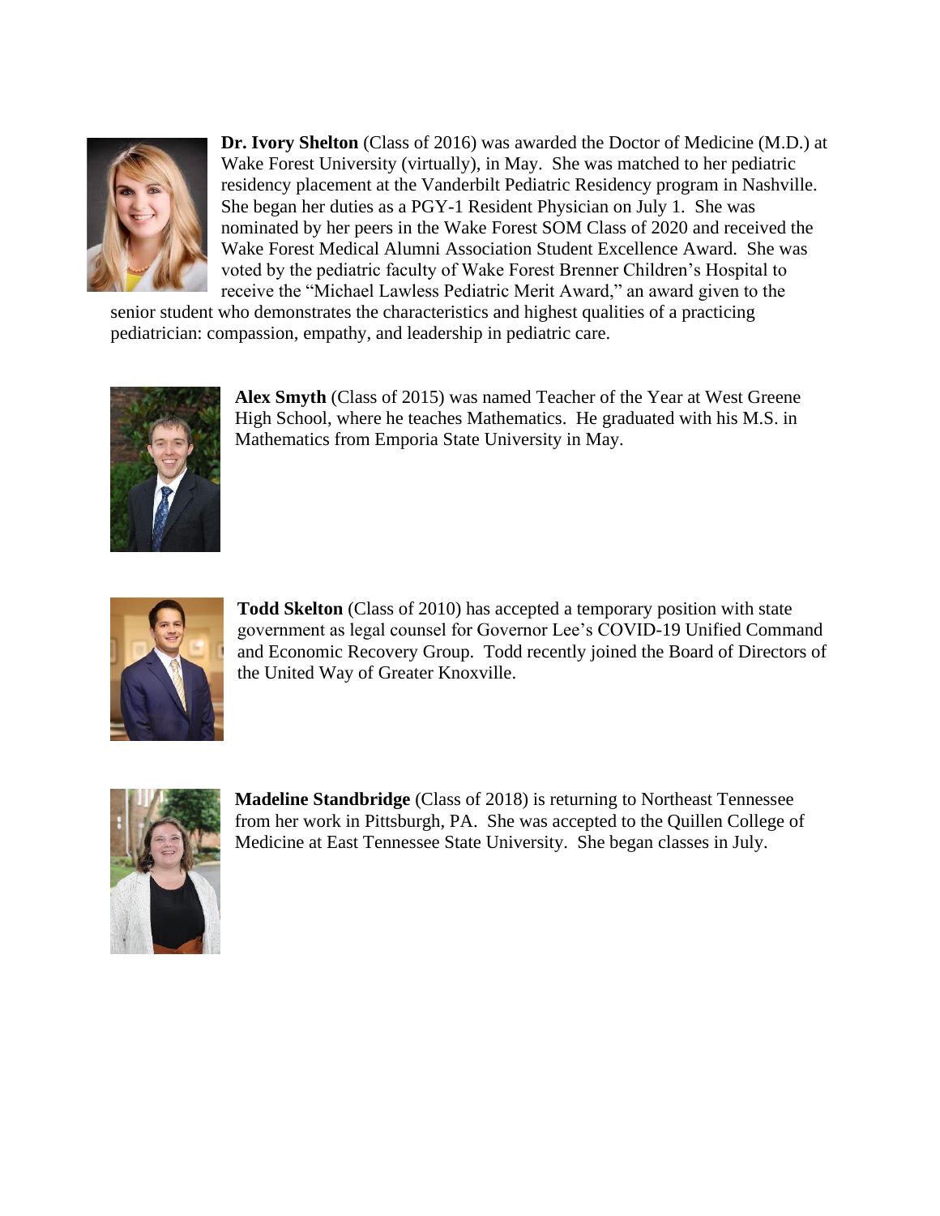**Dr. Ivory Shelton** (Class of 2016) was awarded the Doctor of Medicine (M.D.) at Wake Forest University (virtually), in May. She was matched to her pediatric residency placement at the Vanderbilt Pediatric Residency program in Nashville. She began her duties as a PGY-1 Resident Physician on July 1. She was nominated by her peers in the Wake Forest SOM Class of 2020 and received the Wake Forest Medical Alumni Association Student Excellence Award. She was voted by the pediatric faculty of Wake Forest Brenner Children's Hospital to receive the "Michael Lawless Pediatric Merit Award," an award given to the senior student who demonstrates the characteristics and highest qualities of a practicing pediatrician: compassion, empathy, and leadership in pediatric care.

**Alex Smyth** (Class of 2015) was named Teacher of the Year at West Greene High School, where he teaches Mathematics. He graduated with his M.S. in Mathematics from Emporia State University in May.

**Todd Skelton** (Class of 2010) has accepted a temporary position with state government as legal counsel for Governor Lee's COVID-19 Unified Command and Economic Recovery Group. Todd recently joined the Board of Directors of the United Way of Greater Knoxville.

**Madeline Standbridge** (Class of 2018) is returning to Northeast Tennessee from her work in Pittsburgh, PA. She was accepted to the Quillen College of Medicine at East Tennessee State University. She began classes in July.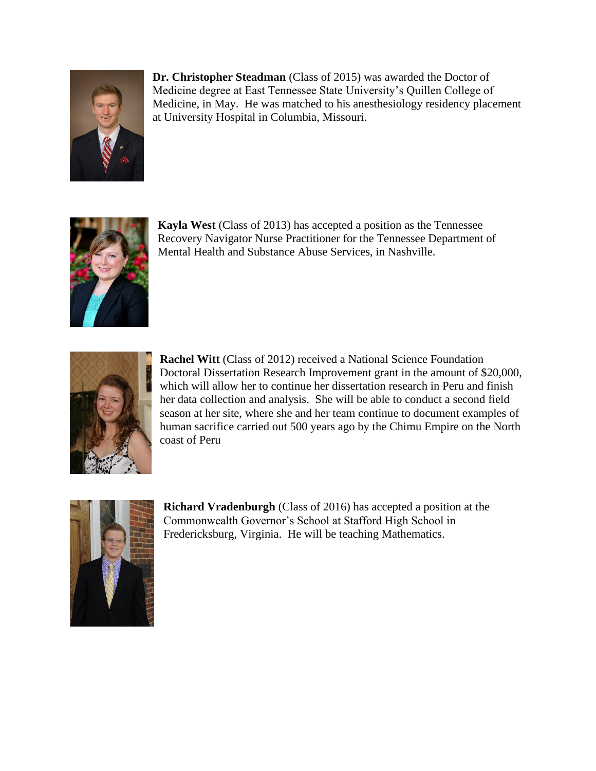**Dr. Christopher Steadman** (Class of 2015) was awarded the Doctor of Medicine degree at East Tennessee State University's Quillen College of Medicine, in May. He was matched to his anesthesiology residency placement at University Hospital in Columbia, Missouri.

**Kayla West** (Class of 2013) has accepted a position as the Tennessee Recovery Navigator Nurse Practitioner for the Tennessee Department of Mental Health and Substance Abuse Services, in Nashville.

**Rachel Witt** (Class of 2012) received a National Science Foundation Doctoral Dissertation Research Improvement grant in the amount of $20,000, which will allow her to continue her dissertation research in Peru and finish her data collection and analysis. She will be able to conduct a second field season at her site, where she and her team continue to document examples of human sacrifice carried out 500 years ago by the Chimu Empire on the North coast of Peru

**Richard Vradenburgh** (Class of 2016) has accepted a position at the Commonwealth Governor's School at Stafford High School in Fredericksburg, Virginia. He will be teaching Mathematics.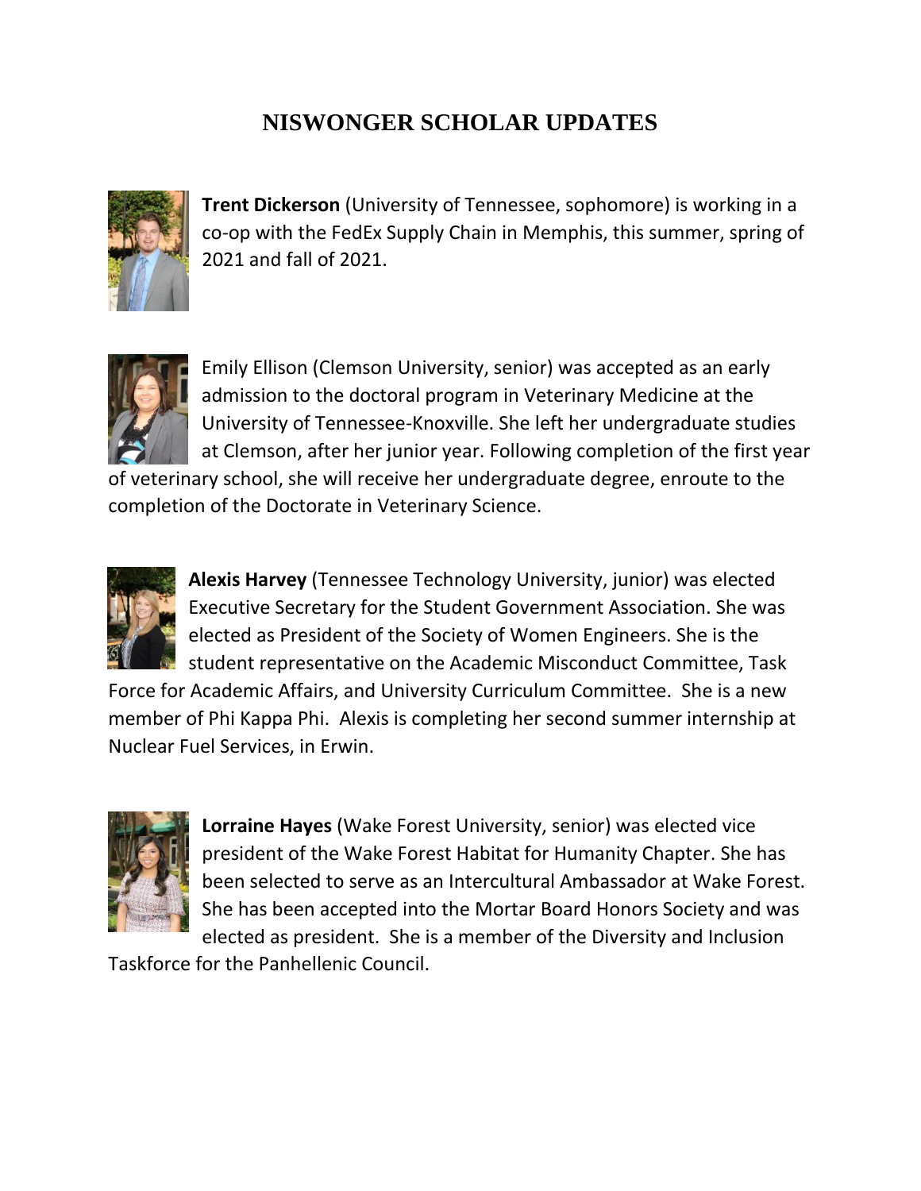# NISWONGER SCHOLAR UPDATES

**Trent Dickerson** (University of Tennessee, sophomore) is working in a co-op with the FedEx Supply Chain in Memphis, this summer, spring of 2021 and fall of 2021.

Emily Ellison (Clemson University, senior) was accepted as an early admission to the doctoral program in Veterinary Medicine at the University of Tennessee-Knoxville. She left her undergraduate studies at Clemson, after her junior year. Following completion of the first year of veterinary school, she will receive her undergraduate degree, enroute to the completion of the Doctorate in Veterinary Science.

**Alexis Harvey** (Tennessee Technology University, junior) was elected Executive Secretary for the Student Government Association. She was elected as President of the Society of Women Engineers. She is the student representative on the Academic Misconduct Committee, Task Force for Academic Affairs, and University Curriculum Committee. She is a new member of Phi Kappa Phi. Alexis is completing her second summer internship at Nuclear Fuel Services, in Erwin.

**Lorraine Hayes** (Wake Forest University, senior) was elected vice president of the Wake Forest Habitat for Humanity Chapter. She has been selected to serve as an Intercultural Ambassador at Wake Forest. She has been accepted into the Mortar Board Honors Society and was elected as president. She is a member of the Diversity and Inclusion Taskforce for the Panhellenic Council.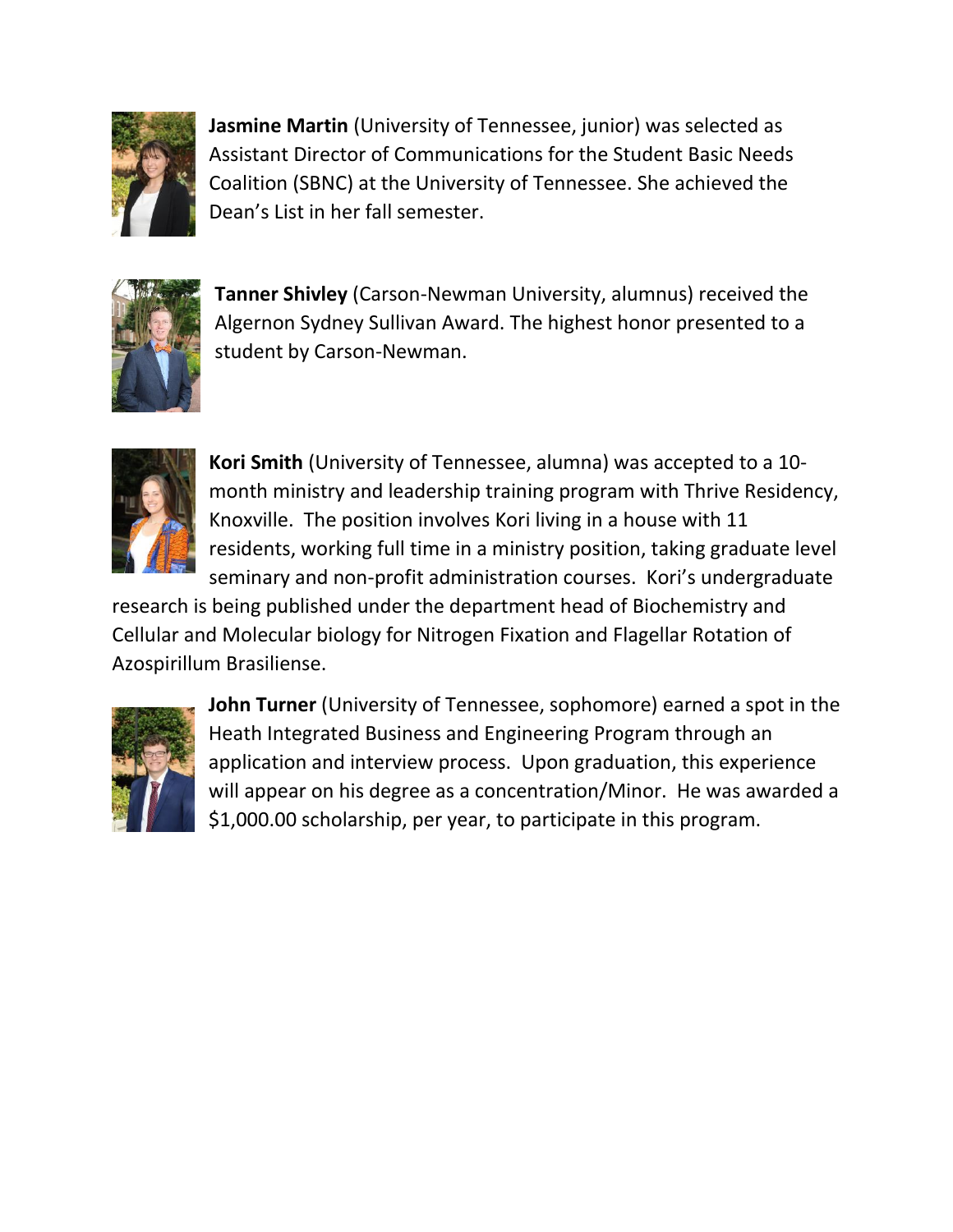**Jasmine Martin** (University of Tennessee, junior) was selected as Assistant Director of Communications for the Student Basic Needs Coalition (SBNC) at the University of Tennessee. She achieved the Dean's List in her fall semester.

**Tanner Shivley** (Carson-Newman University, alumnus) received the Algernon Sydney Sullivan Award. The highest honor presented to a student by Carson-Newman.

**Kori Smith** (University of Tennessee, alumna) was accepted to a 10-month ministry and leadership training program with Thrive Residency, Knoxville. The position involves Kori living in a house with 11 residents, working full time in a ministry position, taking graduate level seminary and non-profit administration courses. Kori's undergraduate research is being published under the department head of Biochemistry and Cellular and Molecular biology for Nitrogen Fixation and Flagellar Rotation of Azospirillum Brasiliense.

**John Turner** (University of Tennessee, sophomore) earned a spot in the Heath Integrated Business and Engineering Program through an application and interview process. Upon graduation, this experience will appear on his degree as a concentration/Minor. He was awarded a $1,000.00 scholarship, per year, to participate in this program.